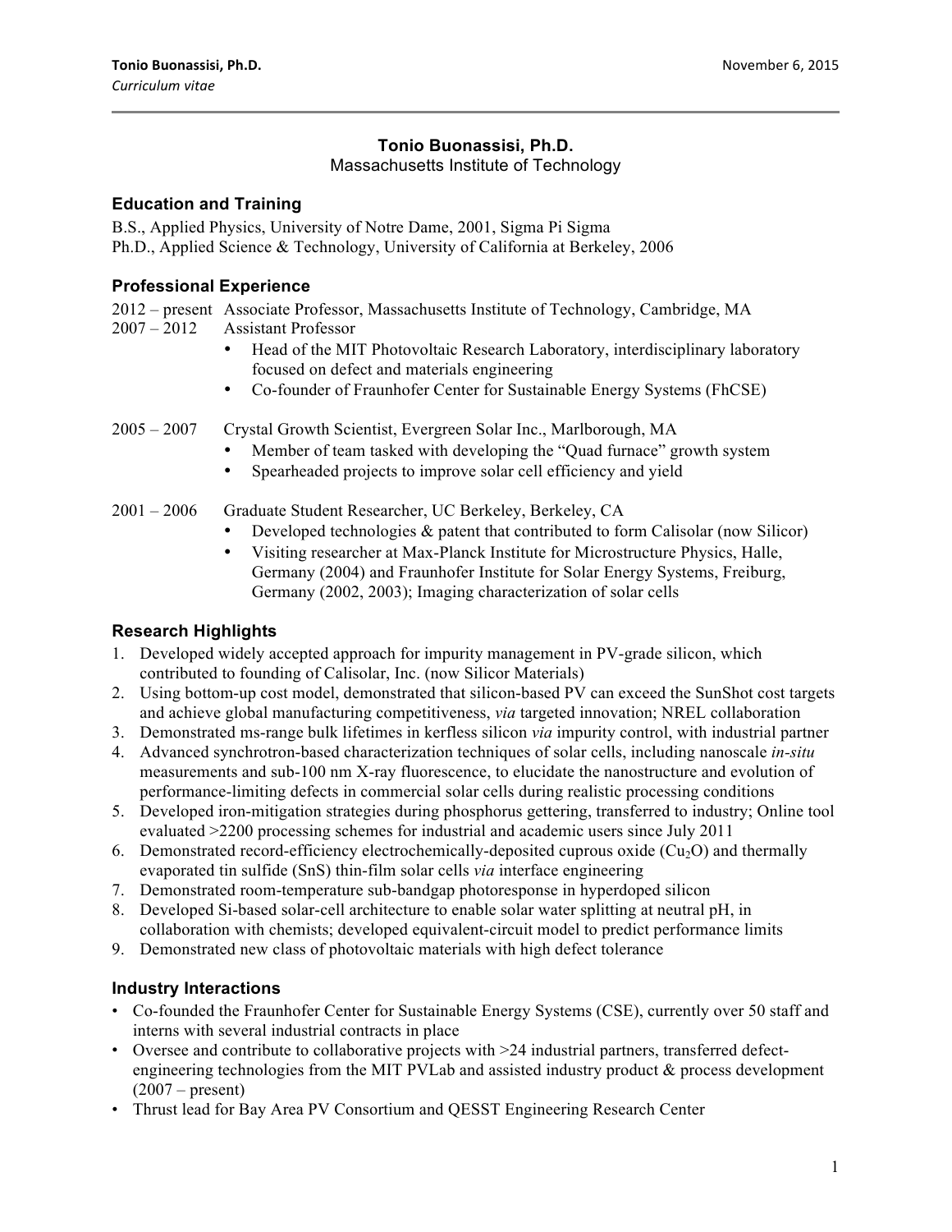# Tonio Buonassisi, Ph.D.

Massachusetts Institute of Technology

## Education and Training

B.S., Applied Physics, University of Notre Dame, 2001, Sigma Pi Sigma
Ph.D., Applied Science & Technology, University of California at Berkeley, 2006

## Professional Experience

2012 – present Associate Professor, Massachusetts Institute of Technology, Cambridge, MA
2007 – 2012 Assistant Professor

- Head of the MIT Photovoltaic Research Laboratory, interdisciplinary laboratory focused on defect and materials engineering
- Co-founder of Fraunhofer Center for Sustainable Energy Systems (FhCSE)

2005 – 2007 Crystal Growth Scientist, Evergreen Solar Inc., Marlborough, MA

- Member of team tasked with developing the "Quad furnace" growth system
- Spearheaded projects to improve solar cell efficiency and yield

2001 – 2006 Graduate Student Researcher, UC Berkeley, Berkeley, CA

- Developed technologies & patent that contributed to form Calisolar (now Silicor)
- Visiting researcher at Max-Planck Institute for Microstructure Physics, Halle, Germany (2004) and Fraunhofer Institute for Solar Energy Systems, Freiburg, Germany (2002, 2003); Imaging characterization of solar cells

## Research Highlights

1. Developed widely accepted approach for impurity management in PV-grade silicon, which contributed to founding of Calisolar, Inc. (now Silicor Materials)
2. Using bottom-up cost model, demonstrated that silicon-based PV can exceed the SunShot cost targets and achieve global manufacturing competitiveness, *via* targeted innovation; NREL collaboration
3. Demonstrated ms-range bulk lifetimes in kerfless silicon *via* impurity control, with industrial partner
4. Advanced synchrotron-based characterization techniques of solar cells, including nanoscale *in-situ* measurements and sub-100 nm X-ray fluorescence, to elucidate the nanostructure and evolution of performance-limiting defects in commercial solar cells during realistic processing conditions
5. Developed iron-mitigation strategies during phosphorus gettering, transferred to industry; Online tool evaluated >2200 processing schemes for industrial and academic users since July 2011
6. Demonstrated record-efficiency electrochemically-deposited cuprous oxide ($Cu_2O$) and thermally evaporated tin sulfide (SnS) thin-film solar cells *via* interface engineering
7. Demonstrated room-temperature sub-bandgap photoresponse in hyperdoped silicon
8. Developed Si-based solar-cell architecture to enable solar water splitting at neutral pH, in collaboration with chemists; developed equivalent-circuit model to predict performance limits
9. Demonstrated new class of photovoltaic materials with high defect tolerance

## Industry Interactions

- Co-founded the Fraunhofer Center for Sustainable Energy Systems (CSE), currently over 50 staff and interns with several industrial contracts in place
- Oversee and contribute to collaborative projects with >24 industrial partners, transferred defect-engineering technologies from the MIT PVLab and assisted industry product & process development (2007 – present)
- Thrust lead for Bay Area PV Consortium and QESST Engineering Research Center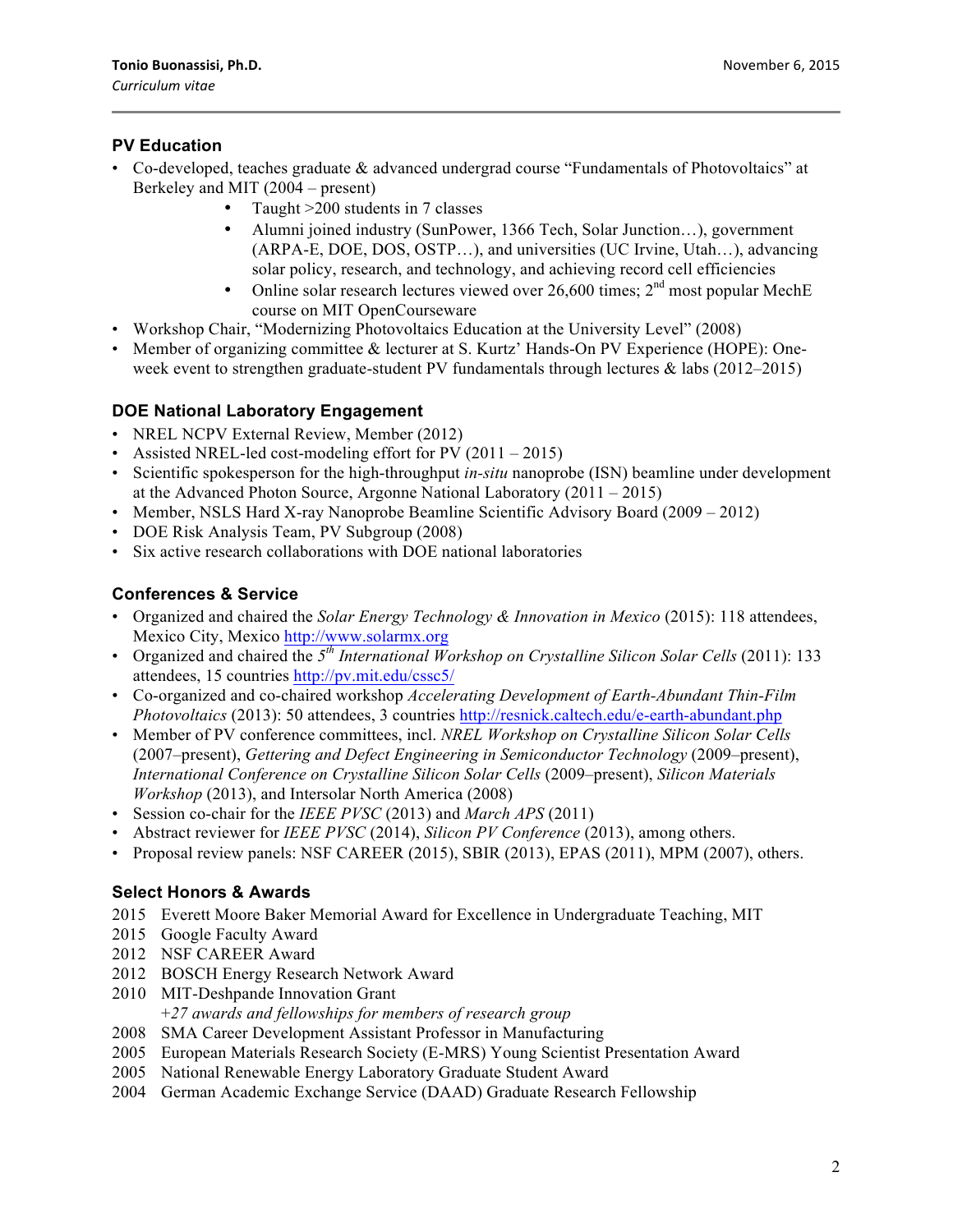## PV Education

- Co-developed, teaches graduate & advanced undergrad course "Fundamentals of Photovoltaics" at Berkeley and MIT (2004 – present)
  - Taught >200 students in 7 classes
  - Alumni joined industry (SunPower, 1366 Tech, Solar Junction…), government (ARPA-E, DOE, DOS, OSTP…), and universities (UC Irvine, Utah…), advancing solar policy, research, and technology, and achieving record cell efficiencies
  - Online solar research lectures viewed over 26,600 times; 2nd most popular MechE course on MIT OpenCourseware
- Workshop Chair, "Modernizing Photovoltaics Education at the University Level" (2008)
- Member of organizing committee & lecturer at S. Kurtz' Hands-On PV Experience (HOPE): One-week event to strengthen graduate-student PV fundamentals through lectures & labs (2012–2015)

## DOE National Laboratory Engagement

- NREL NCPV External Review, Member (2012)
- Assisted NREL-led cost-modeling effort for PV (2011 – 2015)
- Scientific spokesperson for the high-throughput *in-situ* nanoprobe (ISN) beamline under development at the Advanced Photon Source, Argonne National Laboratory (2011 – 2015)
- Member, NSLS Hard X-ray Nanoprobe Beamline Scientific Advisory Board (2009 – 2012)
- DOE Risk Analysis Team, PV Subgroup (2008)
- Six active research collaborations with DOE national laboratories

## Conferences & Service

- Organized and chaired the *Solar Energy Technology & Innovation in Mexico* (2015): 118 attendees, Mexico City, Mexico http://www.solarmx.org
- Organized and chaired the *5th International Workshop on Crystalline Silicon Solar Cells* (2011): 133 attendees, 15 countries http://pv.mit.edu/cssc5/
- Co-organized and co-chaired workshop *Accelerating Development of Earth-Abundant Thin-Film Photovoltaics* (2013): 50 attendees, 3 countries http://resnick.caltech.edu/e-earth-abundant.php
- Member of PV conference committees, incl. *NREL Workshop on Crystalline Silicon Solar Cells* (2007–present), *Gettering and Defect Engineering in Semiconductor Technology* (2009–present), *International Conference on Crystalline Silicon Solar Cells* (2009–present), *Silicon Materials Workshop* (2013), and Intersolar North America (2008)
- Session co-chair for the *IEEE PVSC* (2013) and *March APS* (2011)
- Abstract reviewer for *IEEE PVSC* (2014), *Silicon PV Conference* (2013), among others.
- Proposal review panels: NSF CAREER (2015), SBIR (2013), EPAS (2011), MPM (2007), others.

## Select Honors & Awards

2015 Everett Moore Baker Memorial Award for Excellence in Undergraduate Teaching, MIT
2015 Google Faculty Award
2012 NSF CAREER Award
2012 BOSCH Energy Research Network Award
2010 MIT-Deshpande Innovation Grant
*+27 awards and fellowships for members of research group*
2008 SMA Career Development Assistant Professor in Manufacturing
2005 European Materials Research Society (E-MRS) Young Scientist Presentation Award
2005 National Renewable Energy Laboratory Graduate Student Award
2004 German Academic Exchange Service (DAAD) Graduate Research Fellowship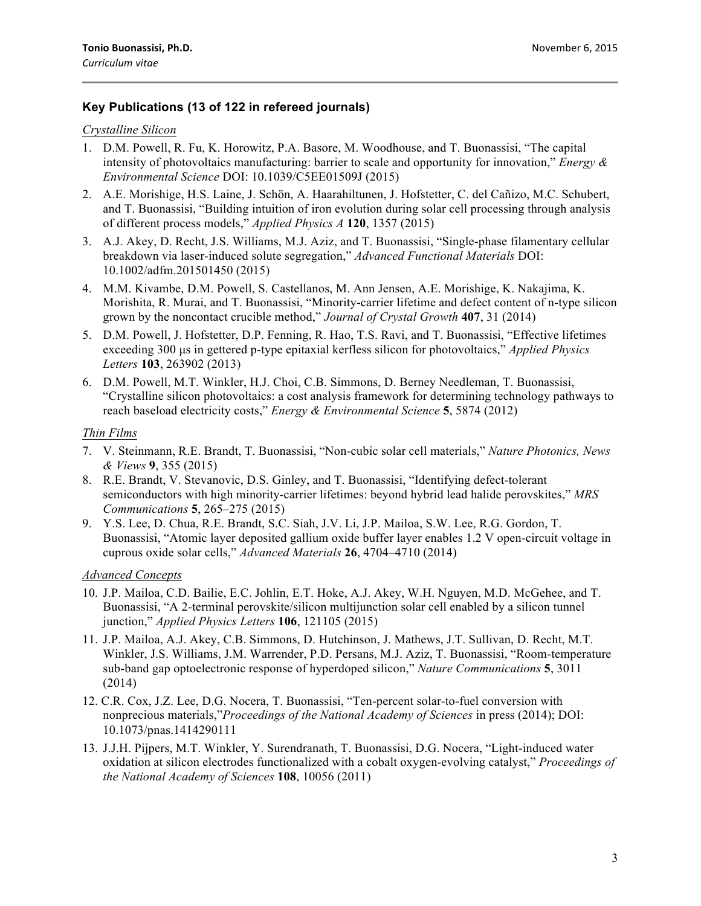## Key Publications (13 of 122 in refereed journals)

*Crystalline Silicon*

1. D.M. Powell, R. Fu, K. Horowitz, P.A. Basore, M. Woodhouse, and T. Buonassisi, "The capital intensity of photovoltaics manufacturing: barrier to scale and opportunity for innovation," *Energy & Environmental Science* DOI: 10.1039/C5EE01509J (2015)
2. A.E. Morishige, H.S. Laine, J. Schön, A. Haarahiltunen, J. Hofstetter, C. del Cañizo, M.C. Schubert, and T. Buonassisi, "Building intuition of iron evolution during solar cell processing through analysis of different process models," *Applied Physics A* **120**, 1357 (2015)
3. A.J. Akey, D. Recht, J.S. Williams, M.J. Aziz, and T. Buonassisi, "Single-phase filamentary cellular breakdown via laser-induced solute segregation," *Advanced Functional Materials* DOI: 10.1002/adfm.201501450 (2015)
4. M.M. Kivambe, D.M. Powell, S. Castellanos, M. Ann Jensen, A.E. Morishige, K. Nakajima, K. Morishita, R. Murai, and T. Buonassisi, "Minority-carrier lifetime and defect content of n-type silicon grown by the noncontact crucible method," *Journal of Crystal Growth* **407**, 31 (2014)
5. D.M. Powell, J. Hofstetter, D.P. Fenning, R. Hao, T.S. Ravi, and T. Buonassisi, "Effective lifetimes exceeding 300 μs in gettered p-type epitaxial kerfless silicon for photovoltaics," *Applied Physics Letters* **103**, 263902 (2013)
6. D.M. Powell, M.T. Winkler, H.J. Choi, C.B. Simmons, D. Berney Needleman, T. Buonassisi, "Crystalline silicon photovoltaics: a cost analysis framework for determining technology pathways to reach baseload electricity costs," *Energy & Environmental Science* **5**, 5874 (2012)

*Thin Films*

7. V. Steinmann, R.E. Brandt, T. Buonassisi, "Non-cubic solar cell materials," *Nature Photonics, News & Views* **9**, 355 (2015)
8. R.E. Brandt, V. Stevanovic, D.S. Ginley, and T. Buonassisi, "Identifying defect-tolerant semiconductors with high minority-carrier lifetimes: beyond hybrid lead halide perovskites," *MRS Communications* **5**, 265–275 (2015)
9. Y.S. Lee, D. Chua, R.E. Brandt, S.C. Siah, J.V. Li, J.P. Mailoa, S.W. Lee, R.G. Gordon, T. Buonassisi, "Atomic layer deposited gallium oxide buffer layer enables 1.2 V open-circuit voltage in cuprous oxide solar cells," *Advanced Materials* **26**, 4704–4710 (2014)

*Advanced Concepts*

10. J.P. Mailoa, C.D. Bailie, E.C. Johlin, E.T. Hoke, A.J. Akey, W.H. Nguyen, M.D. McGehee, and T. Buonassisi, "A 2-terminal perovskite/silicon multijunction solar cell enabled by a silicon tunnel junction," *Applied Physics Letters* **106**, 121105 (2015)
11. J.P. Mailoa, A.J. Akey, C.B. Simmons, D. Hutchinson, J. Mathews, J.T. Sullivan, D. Recht, M.T. Winkler, J.S. Williams, J.M. Warrender, P.D. Persans, M.J. Aziz, T. Buonassisi, "Room-temperature sub-band gap optoelectronic response of hyperdoped silicon," *Nature Communications* **5**, 3011 (2014)
12. C.R. Cox, J.Z. Lee, D.G. Nocera, T. Buonassisi, "Ten-percent solar-to-fuel conversion with nonprecious materials,"*Proceedings of the National Academy of Sciences* in press (2014); DOI: 10.1073/pnas.1414290111
13. J.J.H. Pijpers, M.T. Winkler, Y. Surendranath, T. Buonassisi, D.G. Nocera, "Light-induced water oxidation at silicon electrodes functionalized with a cobalt oxygen-evolving catalyst," *Proceedings of the National Academy of Sciences* **108**, 10056 (2011)